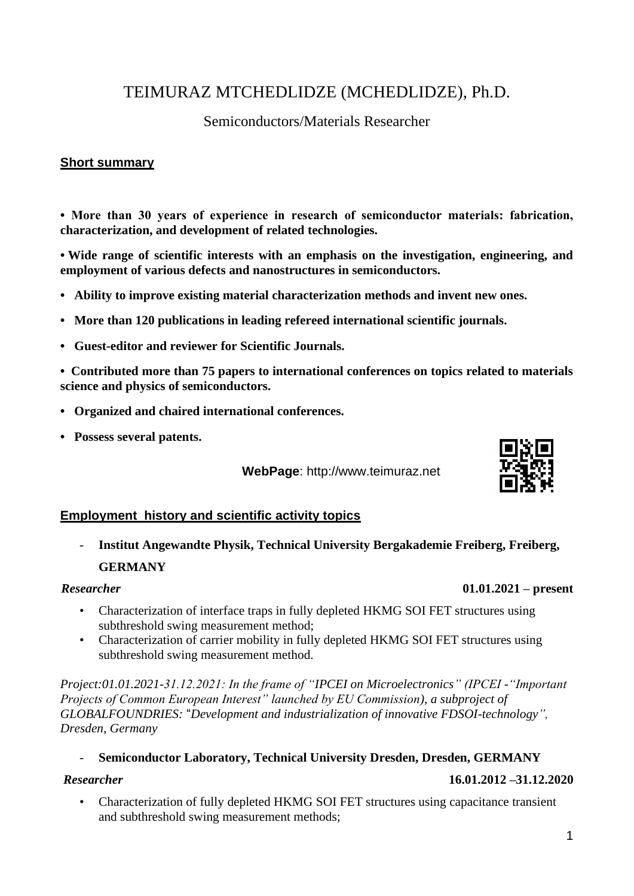# TEIMURAZ MTCHEDLIDZE (MCHEDLIDZE), Ph.D.

Semiconductors/Materials Researcher

## Short summary

- **More than 30 years of experience in research of semiconductor materials: fabrication, characterization, and development of related technologies.**
- **Wide range of scientific interests with an emphasis on the investigation, engineering, and employment of various defects and nanostructures in semiconductors.**
- **Ability to improve existing material characterization methods and invent new ones.**
- **More than 120 publications in leading refereed international scientific journals.**
- **Guest-editor and reviewer for Scientific Journals.**
- **Contributed more than 75 papers to international conferences on topics related to materials science and physics of semiconductors.**
- **Organized and chaired international conferences.**
- **Possess several patents.**

**WebPage**: http://www.teimuraz.net

## Employment history and scientific activity topics

- **Institut Angewandte Physik, Technical University Bergakademie Freiberg, Freiberg, GERMANY**

***Researcher*** **01.01.2021 – present**

- Characterization of interface traps in fully depleted HKMG SOI FET structures using subthreshold swing measurement method;
- Characterization of carrier mobility in fully depleted HKMG SOI FET structures using subthreshold swing measurement method.

*Project:01.01.2021-31.12.2021: In the frame of "IPCEI on Microelectronics" (IPCEI -"Important Projects of Common European Interest" launched by EU Commission), a subproject of GLOBALFOUNDRIES: "Development and industrialization of innovative FDSOI-technology", Dresden, Germany*

- **Semiconductor Laboratory, Technical University Dresden, Dresden, GERMANY**

***Researcher*** **16.01.2012 –31.12.2020**

- Characterization of fully depleted HKMG SOI FET structures using capacitance transient and subthreshold swing measurement methods;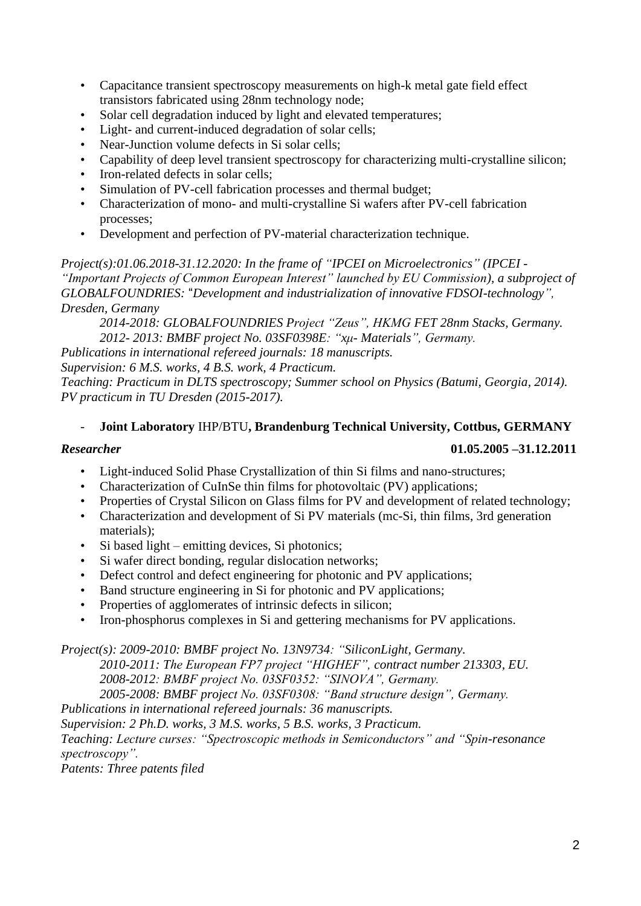- Capacitance transient spectroscopy measurements on high-k metal gate field effect transistors fabricated using 28nm technology node;
- Solar cell degradation induced by light and elevated temperatures;
- Light- and current-induced degradation of solar cells;
- Near-Junction volume defects in Si solar cells;
- Capability of deep level transient spectroscopy for characterizing multi-crystalline silicon;
- Iron-related defects in solar cells;
- Simulation of PV-cell fabrication processes and thermal budget;
- Characterization of mono- and multi-crystalline Si wafers after PV-cell fabrication processes;
- Development and perfection of PV-material characterization technique.

*Project(s):01.06.2018-31.12.2020: In the frame of "IPCEI on Microelectronics" (IPCEI - "Important Projects of Common European Interest" launched by EU Commission), a subproject of GLOBALFOUNDRIES: "Development and industrialization of innovative FDSOI-technology", Dresden, Germany*

*2014-2018: GLOBALFOUNDRIES Project "Zeus", HKMG FET 28nm Stacks, Germany.*

*2012- 2013: BMBF project No. 03SF0398E: "xµ- Materials", Germany.*

*Publications in international refereed journals: 18 manuscripts.*

*Supervision: 6 M.S. works, 4 B.S. work, 4 Practicum.*

*Teaching: Practicum in DLTS spectroscopy; Summer school on Physics (Batumi, Georgia, 2014). PV practicum in TU Dresden (2015-2017).*

- **Joint Laboratory** IHP/BTU**, Brandenburg Technical University, Cottbus, GERMANY**

***Researcher*** **01.05.2005 –31.12.2011**

- Light-induced Solid Phase Crystallization of thin Si films and nano-structures;
- Characterization of CuInSe thin films for photovoltaic (PV) applications;
- Properties of Crystal Silicon on Glass films for PV and development of related technology;
- Characterization and development of Si PV materials (mc-Si, thin films, 3rd generation materials);
- Si based light – emitting devices, Si photonics;
- Si wafer direct bonding, regular dislocation networks;
- Defect control and defect engineering for photonic and PV applications;
- Band structure engineering in Si for photonic and PV applications;
- Properties of agglomerates of intrinsic defects in silicon;
- Iron-phosphorus complexes in Si and gettering mechanisms for PV applications.

*Project(s): 2009-2010: BMBF project No. 13N9734: "SiliconLight, Germany.*

*2010-2011: The European FP7 project "HIGHEF", contract number 213303, EU.*

*2008-2012: BMBF project No. 03SF0352: "SINOVA", Germany.*

*2005-2008: BMBF project No. 03SF0308: "Band structure design", Germany.*

*Publications in international refereed journals: 36 manuscripts.*

*Supervision: 2 Ph.D. works, 3 M.S. works, 5 B.S. works, 3 Practicum.*

*Teaching: Lecture curses: "Spectroscopic methods in Semiconductors" and "Spin-resonance spectroscopy".*

*Patents: Three patents filed*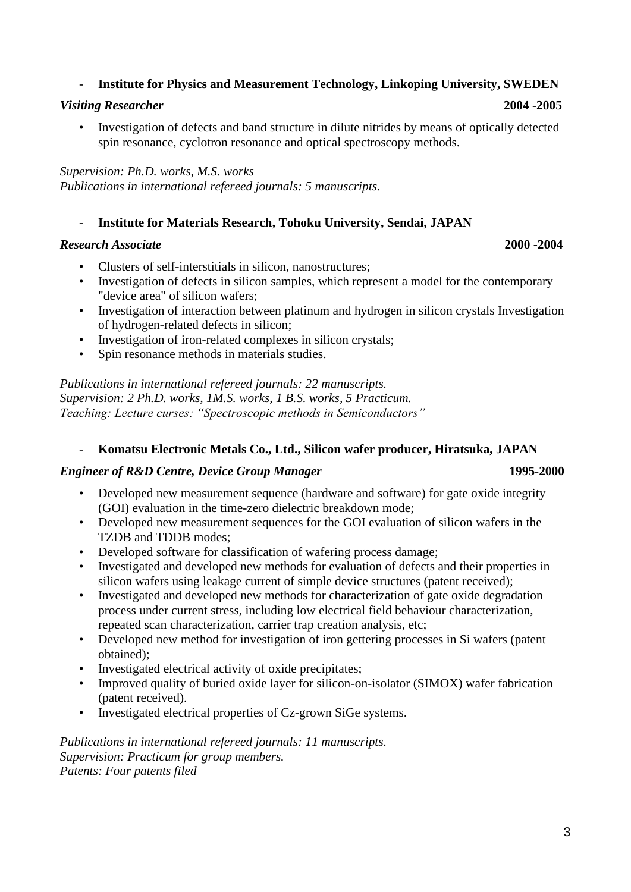- **Institute for Physics and Measurement Technology, Linkoping University, SWEDEN**

***Visiting Researcher*** **2004 -2005**

- Investigation of defects and band structure in dilute nitrides by means of optically detected spin resonance, cyclotron resonance and optical spectroscopy methods.

*Supervision: Ph.D. works, M.S. works*
*Publications in international refereed journals: 5 manuscripts.*

- **Institute for Materials Research, Tohoku University, Sendai, JAPAN**

***Research Associate*** **2000 -2004**

- Clusters of self-interstitials in silicon, nanostructures;
- Investigation of defects in silicon samples, which represent a model for the contemporary "device area" of silicon wafers;
- Investigation of interaction between platinum and hydrogen in silicon crystals Investigation of hydrogen-related defects in silicon;
- Investigation of iron-related complexes in silicon crystals;
- Spin resonance methods in materials studies.

*Publications in international refereed journals: 22 manuscripts.*
*Supervision: 2 Ph.D. works, 1M.S. works, 1 B.S. works, 5 Practicum.*
*Teaching: Lecture curses: "Spectroscopic methods in Semiconductors"*

- **Komatsu Electronic Metals Co., Ltd., Silicon wafer producer, Hiratsuka, JAPAN**

***Engineer of R&D Centre, Device Group Manager*** **1995-2000**

- Developed new measurement sequence (hardware and software) for gate oxide integrity (GOI) evaluation in the time-zero dielectric breakdown mode;
- Developed new measurement sequences for the GOI evaluation of silicon wafers in the TZDB and TDDB modes;
- Developed software for classification of wafering process damage;
- Investigated and developed new methods for evaluation of defects and their properties in silicon wafers using leakage current of simple device structures (patent received);
- Investigated and developed new methods for characterization of gate oxide degradation process under current stress, including low electrical field behaviour characterization, repeated scan characterization, carrier trap creation analysis, etc;
- Developed new method for investigation of iron gettering processes in Si wafers (patent obtained);
- Investigated electrical activity of oxide precipitates;
- Improved quality of buried oxide layer for silicon-on-isolator (SIMOX) wafer fabrication (patent received).
- Investigated electrical properties of Cz-grown SiGe systems.

*Publications in international refereed journals: 11 manuscripts.*
*Supervision: Practicum for group members.*
*Patents: Four patents filed*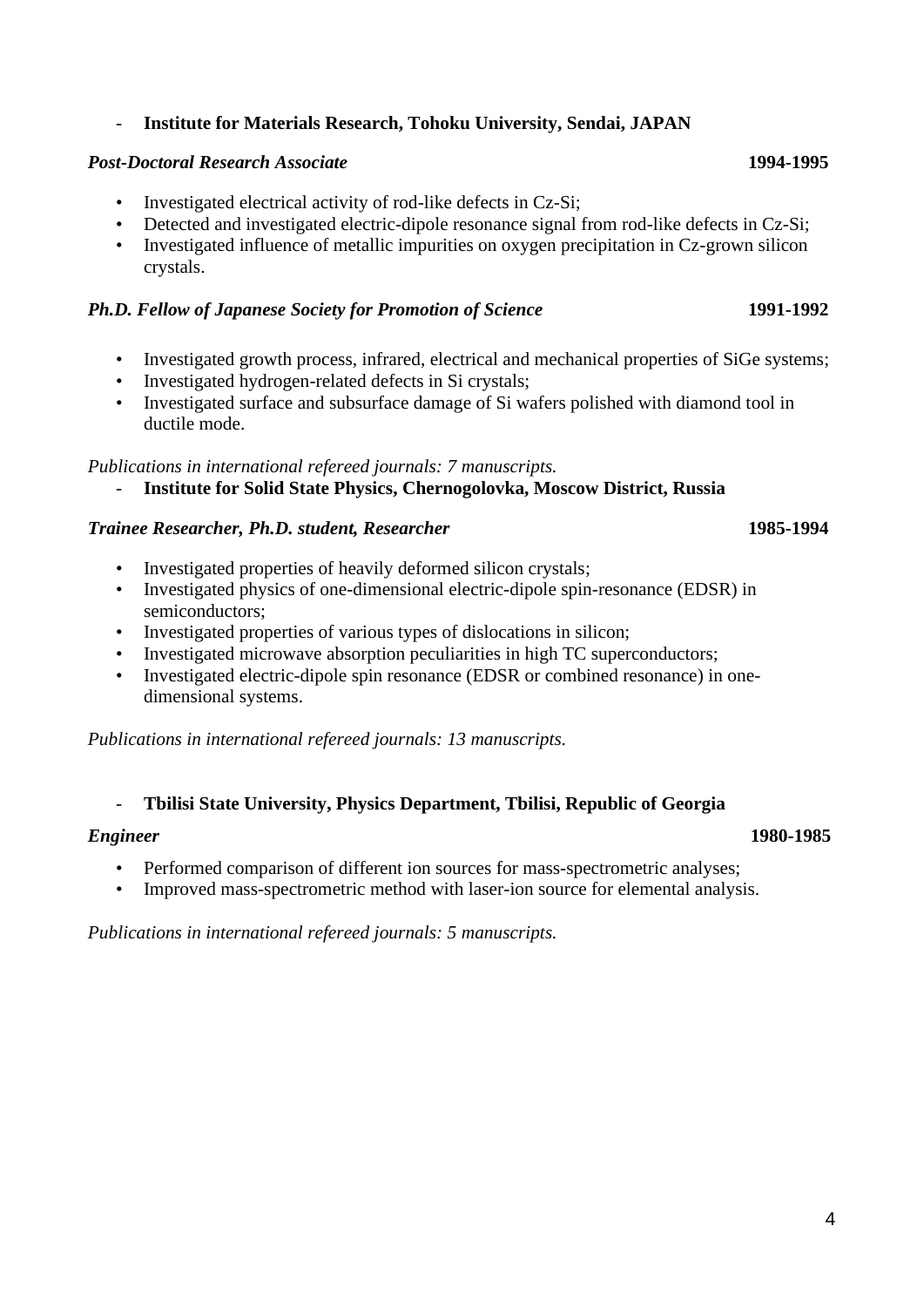- **Institute for Materials Research, Tohoku University, Sendai, JAPAN**

***Post-Doctoral Research Associate*** **1994-1995**

- Investigated electrical activity of rod-like defects in Cz-Si;
- Detected and investigated electric-dipole resonance signal from rod-like defects in Cz-Si;
- Investigated influence of metallic impurities on oxygen precipitation in Cz-grown silicon crystals.

***Ph.D. Fellow of Japanese Society for Promotion of Science*** **1991-1992**

- Investigated growth process, infrared, electrical and mechanical properties of SiGe systems;
- Investigated hydrogen-related defects in Si crystals;
- Investigated surface and subsurface damage of Si wafers polished with diamond tool in ductile mode.

*Publications in international refereed journals: 7 manuscripts.*

- **Institute for Solid State Physics, Chernogolovka, Moscow District, Russia**

***Trainee Researcher, Ph.D. student, Researcher*** **1985-1994**

- Investigated properties of heavily deformed silicon crystals;
- Investigated physics of one-dimensional electric-dipole spin-resonance (EDSR) in semiconductors;
- Investigated properties of various types of dislocations in silicon;
- Investigated microwave absorption peculiarities in high TC superconductors;
- Investigated electric-dipole spin resonance (EDSR or combined resonance) in one-dimensional systems.

*Publications in international refereed journals: 13 manuscripts.*

- **Tbilisi State University, Physics Department, Tbilisi, Republic of Georgia**

***Engineer*** **1980-1985**

- Performed comparison of different ion sources for mass-spectrometric analyses;
- Improved mass-spectrometric method with laser-ion source for elemental analysis.

*Publications in international refereed journals: 5 manuscripts.*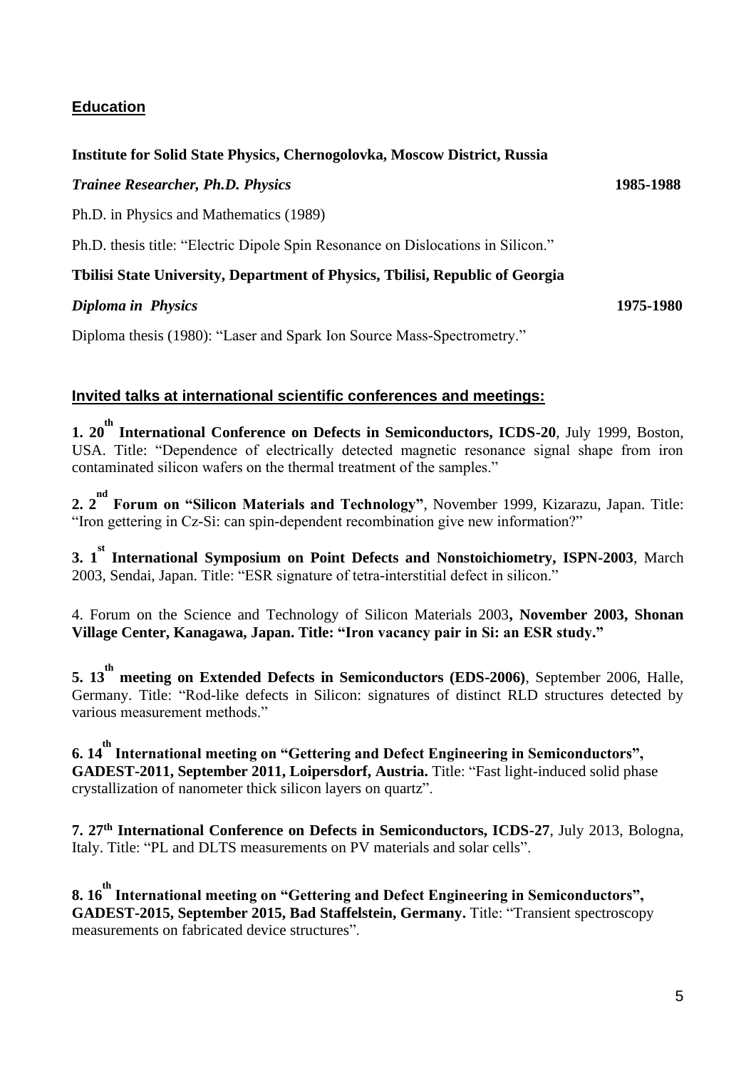## Education

**Institute for Solid State Physics, Chernogolovka, Moscow District, Russia**

***Trainee Researcher, Ph.D. Physics*** **1985-1988**

Ph.D. in Physics and Mathematics (1989)

Ph.D. thesis title: "Electric Dipole Spin Resonance on Dislocations in Silicon."

**Tbilisi State University, Department of Physics, Tbilisi, Republic of Georgia**

***Diploma in Physics*** **1975-1980**

Diploma thesis (1980): "Laser and Spark Ion Source Mass-Spectrometry."

## Invited talks at international scientific conferences and meetings:

**1. 20th International Conference on Defects in Semiconductors, ICDS-20**, July 1999, Boston, USA. Title: "Dependence of electrically detected magnetic resonance signal shape from iron contaminated silicon wafers on the thermal treatment of the samples."

**2. 2nd Forum on "Silicon Materials and Technology"**, November 1999, Kizarazu, Japan. Title: "Iron gettering in Cz-Si: can spin-dependent recombination give new information?"

**3. 1st International Symposium on Point Defects and Nonstoichiometry, ISPN-2003**, March 2003, Sendai, Japan. Title: "ESR signature of tetra-interstitial defect in silicon."

4. Forum on the Science and Technology of Silicon Materials 2003**, November 2003, Shonan Village Center, Kanagawa, Japan. Title: "Iron vacancy pair in Si: an ESR study."**

**5. 13th meeting on Extended Defects in Semiconductors (EDS-2006)**, September 2006, Halle, Germany. Title: "Rod-like defects in Silicon: signatures of distinct RLD structures detected by various measurement methods."

**6. 14th International meeting on "Gettering and Defect Engineering in Semiconductors", GADEST-2011, September 2011, Loipersdorf, Austria.** Title: "Fast light-induced solid phase crystallization of nanometer thick silicon layers on quartz".

**7. 27th International Conference on Defects in Semiconductors, ICDS-27**, July 2013, Bologna, Italy. Title: "PL and DLTS measurements on PV materials and solar cells".

**8. 16th International meeting on "Gettering and Defect Engineering in Semiconductors", GADEST-2015, September 2015, Bad Staffelstein, Germany.** Title: "Transient spectroscopy measurements on fabricated device structures".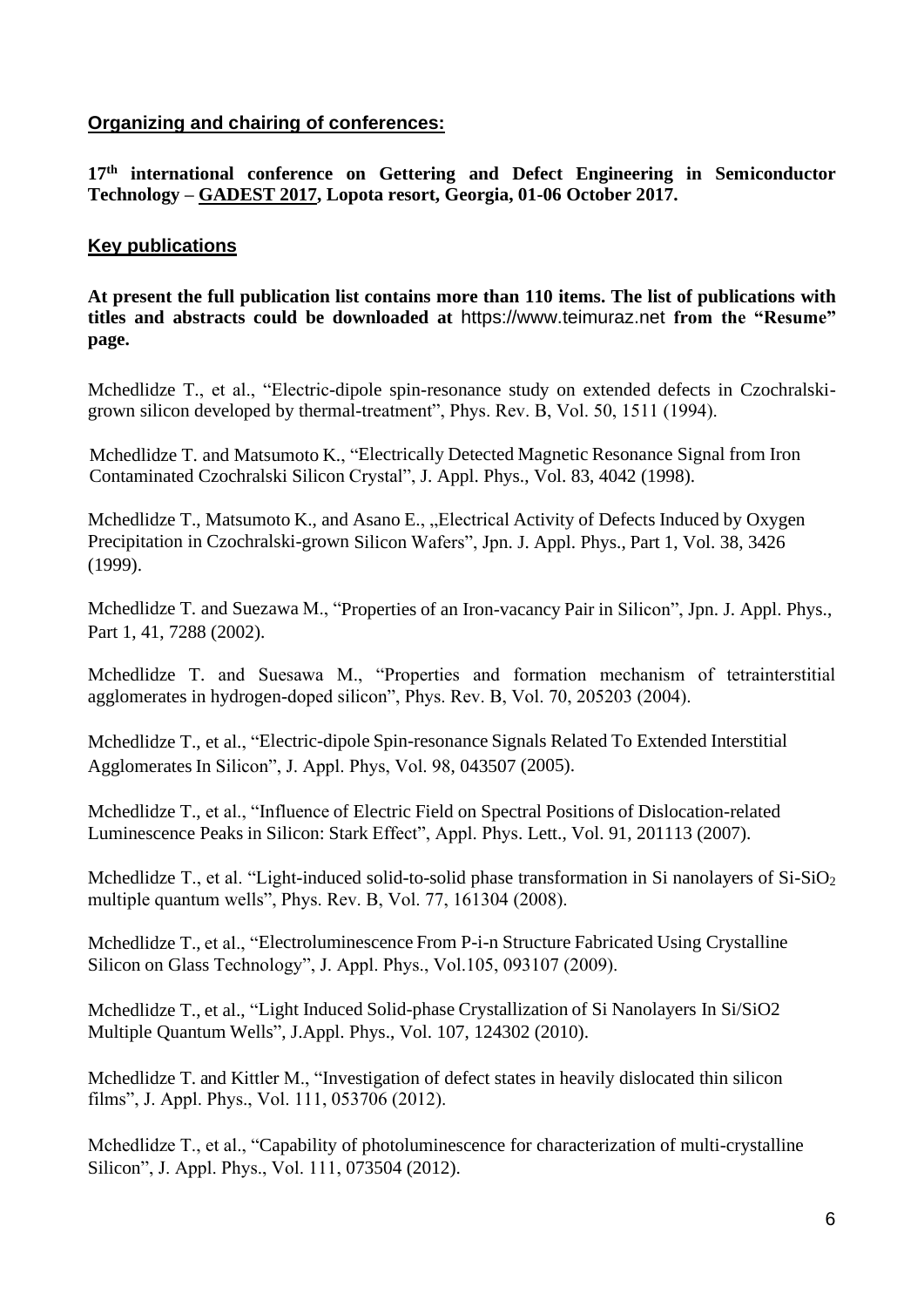## **Organizing and chairing of conferences:**

**17th international conference on Gettering and Defect Engineering in Semiconductor Technology – GADEST 2017, Lopota resort, Georgia, 01-06 October 2017.**

## **Key publications**

**At present the full publication list contains more than 110 items. The list of publications with titles and abstracts could be downloaded at** https://www.teimuraz.net **from the "Resume" page.**

Mchedlidze T., et al., "Electric-dipole spin-resonance study on extended defects in Czochralski-grown silicon developed by thermal-treatment", Phys. Rev. B, Vol. 50, 1511 (1994).

Mchedlidze T. and Matsumoto K., "Electrically Detected Magnetic Resonance Signal from Iron Contaminated Czochralski Silicon Crystal", J. Appl. Phys., Vol. 83, 4042 (1998).

Mchedlidze T., Matsumoto K., and Asano E., „Electrical Activity of Defects Induced by Oxygen Precipitation in Czochralski-grown Silicon Wafers", Jpn. J. Appl. Phys., Part 1, Vol. 38, 3426 (1999).

Mchedlidze T. and Suezawa M., "Properties of an Iron-vacancy Pair in Silicon", Jpn. J. Appl. Phys., Part 1, 41, 7288 (2002).

Mchedlidze T. and Suesawa M., "Properties and formation mechanism of tetrainterstitial agglomerates in hydrogen-doped silicon", Phys. Rev. B, Vol. 70, 205203 (2004).

Mchedlidze T., et al., "Electric-dipole Spin-resonance Signals Related To Extended Interstitial Agglomerates In Silicon", J. Appl. Phys, Vol. 98, 043507 (2005).

Mchedlidze T., et al., "Influence of Electric Field on Spectral Positions of Dislocation-related Luminescence Peaks in Silicon: Stark Effect", Appl. Phys. Lett., Vol. 91, 201113 (2007).

Mchedlidze T., et al. "Light-induced solid-to-solid phase transformation in Si nanolayers of Si-$SiO_2$ multiple quantum wells", Phys. Rev. B, Vol. 77, 161304 (2008).

Mchedlidze T., et al., "Electroluminescence From P-i-n Structure Fabricated Using Crystalline Silicon on Glass Technology", J. Appl. Phys., Vol.105, 093107 (2009).

Mchedlidze T., et al., "Light Induced Solid-phase Crystallization of Si Nanolayers In Si/SiO2 Multiple Quantum Wells", J.Appl. Phys., Vol. 107, 124302 (2010).

Mchedlidze T. and Kittler M., "Investigation of defect states in heavily dislocated thin silicon films", J. Appl. Phys., Vol. 111, 053706 (2012).

Mchedlidze T., et al., "Capability of photoluminescence for characterization of multi-crystalline Silicon", J. Appl. Phys., Vol. 111, 073504 (2012).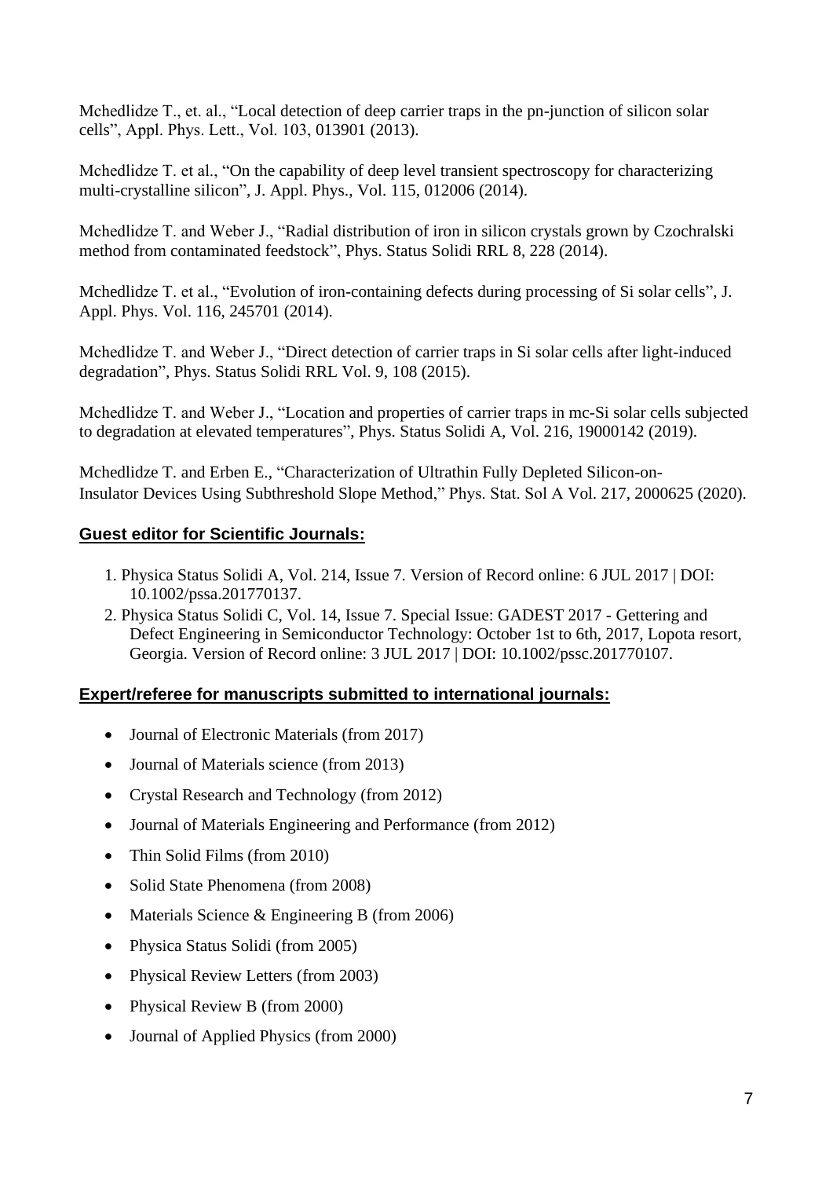Mchedlidze T., et. al., “Local detection of deep carrier traps in the pn-junction of silicon solar cells”, Appl. Phys. Lett., Vol. 103, 013901 (2013).

Mchedlidze T. et al., “On the capability of deep level transient spectroscopy for characterizing multi-crystalline silicon”, J. Appl. Phys., Vol. 115, 012006 (2014).

Mchedlidze T. and Weber J., “Radial distribution of iron in silicon crystals grown by Czochralski method from contaminated feedstock”, Phys. Status Solidi RRL 8, 228 (2014).

Mchedlidze T. et al., “Evolution of iron-containing defects during processing of Si solar cells”, J. Appl. Phys. Vol. 116, 245701 (2014).

Mchedlidze T. and Weber J., “Direct detection of carrier traps in Si solar cells after light-induced degradation”, Phys. Status Solidi RRL Vol. 9, 108 (2015).

Mchedlidze T. and Weber J., “Location and properties of carrier traps in mc-Si solar cells subjected to degradation at elevated temperatures”, Phys. Status Solidi A, Vol. 216, 19000142 (2019).

Mchedlidze T. and Erben E., “Characterization of Ultrathin Fully Depleted Silicon-on-Insulator Devices Using Subthreshold Slope Method,” Phys. Stat. Sol A Vol. 217, 2000625 (2020).

## Guest editor for Scientific Journals:

1. Physica Status Solidi A, Vol. 214, Issue 7. Version of Record online: 6 JUL 2017 | DOI: 10.1002/pssa.201770137.
2. Physica Status Solidi C, Vol. 14, Issue 7. Special Issue: GADEST 2017 - Gettering and Defect Engineering in Semiconductor Technology: October 1st to 6th, 2017, Lopota resort, Georgia. Version of Record online: 3 JUL 2017 | DOI: 10.1002/pssc.201770107.

## Expert/referee for manuscripts submitted to international journals:

- Journal of Electronic Materials (from 2017)
- Journal of Materials science (from 2013)
- Crystal Research and Technology (from 2012)
- Journal of Materials Engineering and Performance (from 2012)
- Thin Solid Films (from 2010)
- Solid State Phenomena (from 2008)
- Materials Science & Engineering B (from 2006)
- Physica Status Solidi (from 2005)
- Physical Review Letters (from 2003)
- Physical Review B (from 2000)
- Journal of Applied Physics (from 2000)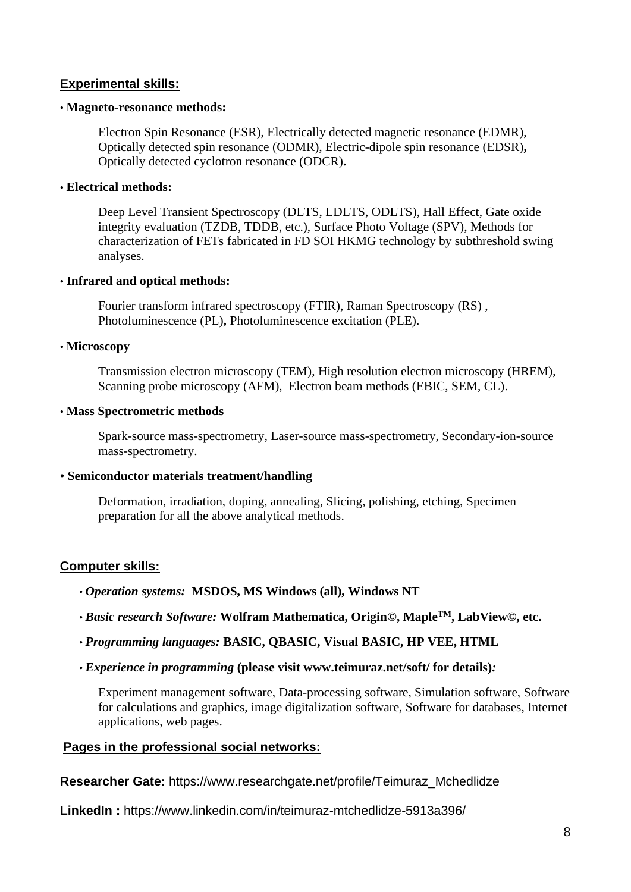## Experimental skills:

• **Magneto-resonance methods:**

Electron Spin Resonance (ESR), Electrically detected magnetic resonance (EDMR), Optically detected spin resonance (ODMR), Electric-dipole spin resonance (EDSR)**,** Optically detected cyclotron resonance (ODCR)**.**

• **Electrical methods:**

Deep Level Transient Spectroscopy (DLTS, LDLTS, ODLTS), Hall Effect, Gate oxide integrity evaluation (TZDB, TDDB, etc.), Surface Photo Voltage (SPV), Methods for characterization of FETs fabricated in FD SOI HKMG technology by subthreshold swing analyses.

• **Infrared and optical methods:**

Fourier transform infrared spectroscopy (FTIR), Raman Spectroscopy (RS) , Photoluminescence (PL)**,** Photoluminescence excitation (PLE).

• **Microscopy**

Transmission electron microscopy (TEM), High resolution electron microscopy (HREM), Scanning probe microscopy (AFM), Electron beam methods (EBIC, SEM, CL).

• **Mass Spectrometric methods**

Spark-source mass-spectrometry, Laser-source mass-spectrometry, Secondary-ion-source mass-spectrometry.

• **Semiconductor materials treatment/handling**

Deformation, irradiation, doping, annealing, Slicing, polishing, etching, Specimen preparation for all the above analytical methods.

## Computer skills:

• ***Operation systems:*** **MSDOS, MS Windows (all), Windows NT**

• ***Basic research Software:*** **Wolfram Mathematica, Origin©, Maple$^{TM}$, LabView©, etc.**

• ***Programming languages:*** **BASIC, QBASIC, Visual BASIC, HP VEE, HTML**

• ***Experience in programming*** **(please visit www.teimuraz.net/soft/ for details)*:***

Experiment management software, Data-processing software, Simulation software, Software for calculations and graphics, image digitalization software, Software for databases, Internet applications, web pages.

## Pages in the professional social networks:

**Researcher Gate:** https://www.researchgate.net/profile/Teimuraz_Mchedlidze

**LinkedIn :** https://www.linkedin.com/in/teimuraz-mtchedlidze-5913a396/